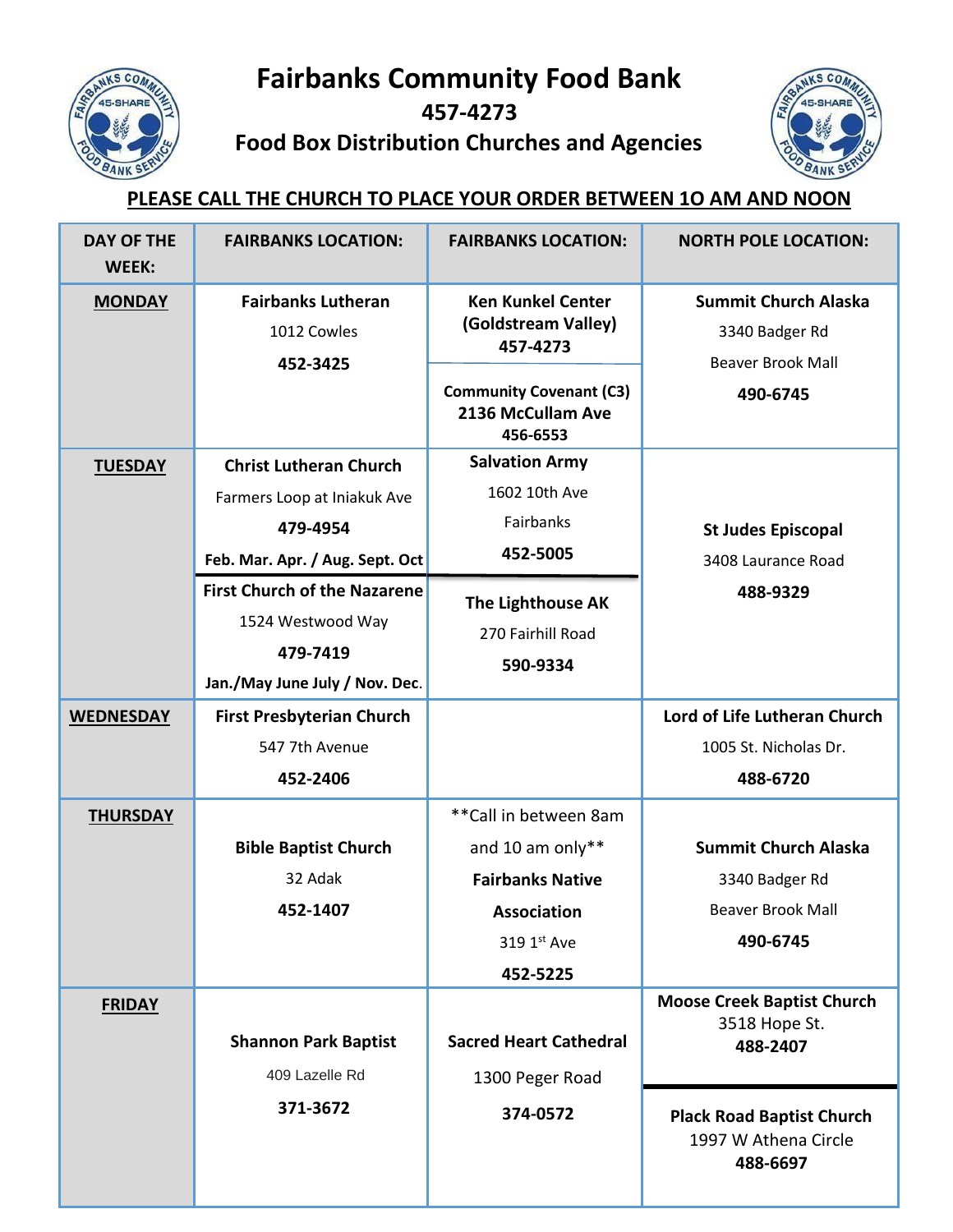# Fairbanks Community Food Bank

## 457-4273

## Food Box Distribution Churches and Agencies

**PLEASE CALL THE CHURCH TO PLACE YOUR ORDER BETWEEN 1O AM AND NOON**

| DAY OF THE WEEK: | FAIRBANKS LOCATION: | FAIRBANKS LOCATION: | NORTH POLE LOCATION: |
|---|---|---|---|
| **MONDAY** | **Fairbanks Lutheran**<br>1012 Cowles<br>**452-3425** | **Ken Kunkel Center (Goldstream Valley)**<br>**457-4273**<br><br>**Community Covenant (C3)**<br>**2136 McCullam Ave**<br>**456-6553** | **Summit Church Alaska**<br>3340 Badger Rd<br>Beaver Brook Mall<br>**490-6745** |
| **TUESDAY** | **Christ Lutheran Church**<br>Farmers Loop at Iniakuk Ave<br>**479-4954**<br>**Feb. Mar. Apr. / Aug. Sept. Oct**<br><br>**First Church of the Nazarene**<br>1524 Westwood Way<br>**479-7419**<br>**Jan./May June July / Nov. Dec.** | **Salvation Army**<br>1602 10th Ave<br>Fairbanks<br>**452-5005**<br><br>**The Lighthouse AK**<br>270 Fairhill Road<br>**590-9334** | **St Judes Episcopal**<br>3408 Laurance Road<br>**488-9329** |
| **WEDNESDAY** | **First Presbyterian Church**<br>547 7th Avenue<br>**452-2406** | | **Lord of Life Lutheran Church**<br>1005 St. Nicholas Dr.<br>**488-6720** |
| **THURSDAY** | **Bible Baptist Church**<br>32 Adak<br>**452-1407** | **Call in between 8am and 10 am only**<br>**Fairbanks Native Association**<br>319 1st Ave<br>**452-5225** | **Summit Church Alaska**<br>3340 Badger Rd<br>Beaver Brook Mall<br>**490-6745** |
| **FRIDAY** | **Shannon Park Baptist**<br>409 Lazelle Rd<br>**371-3672** | **Sacred Heart Cathedral**<br>1300 Peger Road<br>**374-0572** | **Moose Creek Baptist Church**<br>3518 Hope St.<br>**488-2407**<br><br>**Plack Road Baptist Church**<br>1997 W Athena Circle<br>**488-6697** |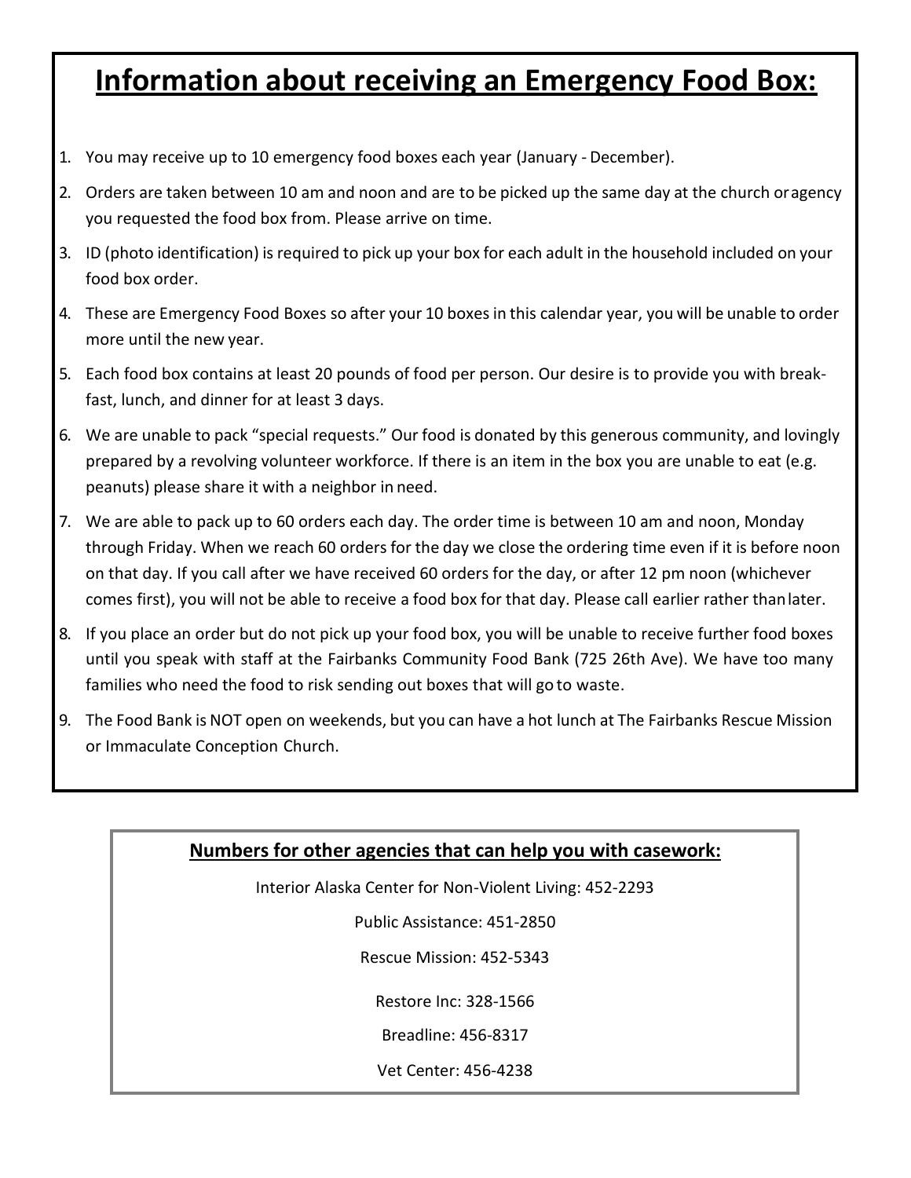# Information about receiving an Emergency Food Box:

1. You may receive up to 10 emergency food boxes each year (January - December).
2. Orders are taken between 10 am and noon and are to be picked up the same day at the church or agency you requested the food box from. Please arrive on time.
3. ID (photo identification) is required to pick up your box for each adult in the household included on your food box order.
4. These are Emergency Food Boxes so after your 10 boxes in this calendar year, you will be unable to order more until the new year.
5. Each food box contains at least 20 pounds of food per person. Our desire is to provide you with breakfast, lunch, and dinner for at least 3 days.
6. We are unable to pack "special requests." Our food is donated by this generous community, and lovingly prepared by a revolving volunteer workforce. If there is an item in the box you are unable to eat (e.g. peanuts) please share it with a neighbor in need.
7. We are able to pack up to 60 orders each day. The order time is between 10 am and noon, Monday through Friday. When we reach 60 orders for the day we close the ordering time even if it is before noon on that day. If you call after we have received 60 orders for the day, or after 12 pm noon (whichever comes first), you will not be able to receive a food box for that day. Please call earlier rather than later.
8. If you place an order but do not pick up your food box, you will be unable to receive further food boxes until you speak with staff at the Fairbanks Community Food Bank (725 26th Ave). We have too many families who need the food to risk sending out boxes that will go to waste.
9. The Food Bank is NOT open on weekends, but you can have a hot lunch at The Fairbanks Rescue Mission or Immaculate Conception Church.

**Numbers for other agencies that can help you with casework:**

Interior Alaska Center for Non-Violent Living: 452-2293

Public Assistance: 451-2850

Rescue Mission: 452-5343

Restore Inc: 328-1566

Breadline: 456-8317

Vet Center: 456-4238